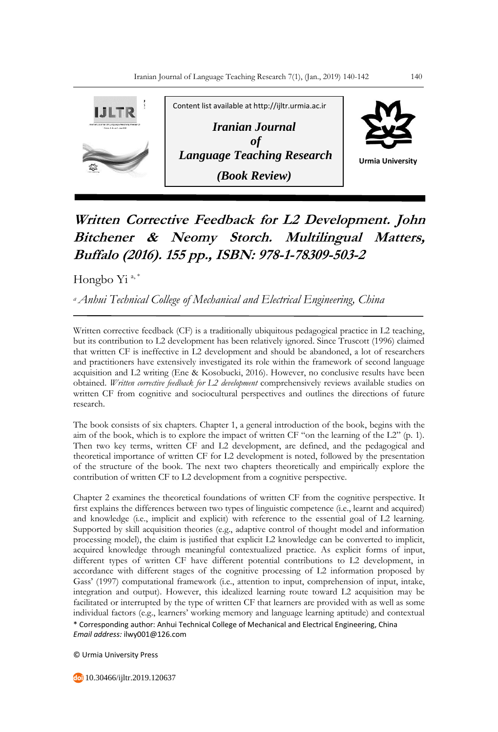Content list available at http://ijltr.urmia.ac.ir

*Iranian Journal of Language Teaching Research*

*(Book Review)*

Urmia University

# *Written Corrective Feedback for L2 Development. John Bitchener & Neomy Storch. Multilingual Matters, Buffalo (2016). 155 pp., ISBN: 978-1-78309-503-2*

Hongbo Yi [a, *]

[a] *Anhui Technical College of Mechanical and Electrical Engineering, China*

Written corrective feedback (CF) is a traditionally ubiquitous pedagogical practice in L2 teaching, but its contribution to L2 development has been relatively ignored. Since Truscott (1996) claimed that written CF is ineffective in L2 development and should be abandoned, a lot of researchers and practitioners have extensively investigated its role within the framework of second language acquisition and L2 writing (Ene & Kosobucki, 2016). However, no conclusive results have been obtained. *Written corrective feedback for L2 development* comprehensively reviews available studies on written CF from cognitive and sociocultural perspectives and outlines the directions of future research.

The book consists of six chapters. Chapter 1, a general introduction of the book, begins with the aim of the book, which is to explore the impact of written CF "on the learning of the L2" (p. 1). Then two key terms, written CF and L2 development, are defined, and the pedagogical and theoretical importance of written CF for L2 development is noted, followed by the presentation of the structure of the book. The next two chapters theoretically and empirically explore the contribution of written CF to L2 development from a cognitive perspective.

Chapter 2 examines the theoretical foundations of written CF from the cognitive perspective. It first explains the differences between two types of linguistic competence (i.e., learnt and acquired) and knowledge (i.e., implicit and explicit) with reference to the essential goal of L2 learning. Supported by skill acquisition theories (e.g., adaptive control of thought model and information processing model), the claim is justified that explicit L2 knowledge can be converted to implicit, acquired knowledge through meaningful contextualized practice. As explicit forms of input, different types of written CF have different potential contributions to L2 development, in accordance with different stages of the cognitive processing of L2 information proposed by Gass' (1997) computational framework (i.e., attention to input, comprehension of input, intake, integration and output). However, this idealized learning route toward L2 acquisition may be facilitated or interrupted by the type of written CF that learners are provided with as well as some individual factors (e.g., learners' working memory and language learning aptitude) and contextual

\* Corresponding author: Anhui Technical College of Mechanical and Electrical Engineering, China
*Email address:* ilwy001@126.com

© Urmia University Press

10.30466/ijltr.2019.120637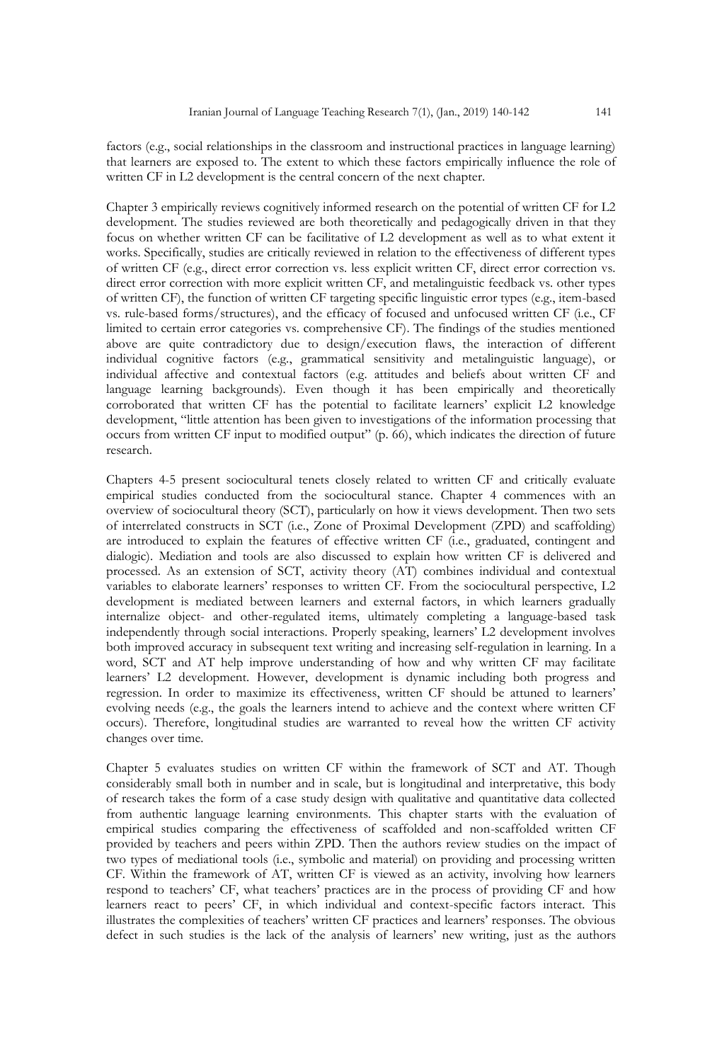factors (e.g., social relationships in the classroom and instructional practices in language learning) that learners are exposed to. The extent to which these factors empirically influence the role of written CF in L2 development is the central concern of the next chapter.

Chapter 3 empirically reviews cognitively informed research on the potential of written CF for L2 development. The studies reviewed are both theoretically and pedagogically driven in that they focus on whether written CF can be facilitative of L2 development as well as to what extent it works. Specifically, studies are critically reviewed in relation to the effectiveness of different types of written CF (e.g., direct error correction vs. less explicit written CF, direct error correction vs. direct error correction with more explicit written CF, and metalinguistic feedback vs. other types of written CF), the function of written CF targeting specific linguistic error types (e.g., item-based vs. rule-based forms/structures), and the efficacy of focused and unfocused written CF (i.e., CF limited to certain error categories vs. comprehensive CF). The findings of the studies mentioned above are quite contradictory due to design/execution flaws, the interaction of different individual cognitive factors (e.g., grammatical sensitivity and metalinguistic language), or individual affective and contextual factors (e.g. attitudes and beliefs about written CF and language learning backgrounds). Even though it has been empirically and theoretically corroborated that written CF has the potential to facilitate learners' explicit L2 knowledge development, "little attention has been given to investigations of the information processing that occurs from written CF input to modified output" (p. 66), which indicates the direction of future research.

Chapters 4-5 present sociocultural tenets closely related to written CF and critically evaluate empirical studies conducted from the sociocultural stance. Chapter 4 commences with an overview of sociocultural theory (SCT), particularly on how it views development. Then two sets of interrelated constructs in SCT (i.e., Zone of Proximal Development (ZPD) and scaffolding) are introduced to explain the features of effective written CF (i.e., graduated, contingent and dialogic). Mediation and tools are also discussed to explain how written CF is delivered and processed. As an extension of SCT, activity theory (AT) combines individual and contextual variables to elaborate learners' responses to written CF. From the sociocultural perspective, L2 development is mediated between learners and external factors, in which learners gradually internalize object- and other-regulated items, ultimately completing a language-based task independently through social interactions. Properly speaking, learners' L2 development involves both improved accuracy in subsequent text writing and increasing self-regulation in learning. In a word, SCT and AT help improve understanding of how and why written CF may facilitate learners' L2 development. However, development is dynamic including both progress and regression. In order to maximize its effectiveness, written CF should be attuned to learners' evolving needs (e.g., the goals the learners intend to achieve and the context where written CF occurs). Therefore, longitudinal studies are warranted to reveal how the written CF activity changes over time.

Chapter 5 evaluates studies on written CF within the framework of SCT and AT. Though considerably small both in number and in scale, but is longitudinal and interpretative, this body of research takes the form of a case study design with qualitative and quantitative data collected from authentic language learning environments. This chapter starts with the evaluation of empirical studies comparing the effectiveness of scaffolded and non-scaffolded written CF provided by teachers and peers within ZPD. Then the authors review studies on the impact of two types of mediational tools (i.e., symbolic and material) on providing and processing written CF. Within the framework of AT, written CF is viewed as an activity, involving how learners respond to teachers' CF, what teachers' practices are in the process of providing CF and how learners react to peers' CF, in which individual and context-specific factors interact. This illustrates the complexities of teachers' written CF practices and learners' responses. The obvious defect in such studies is the lack of the analysis of learners' new writing, just as the authors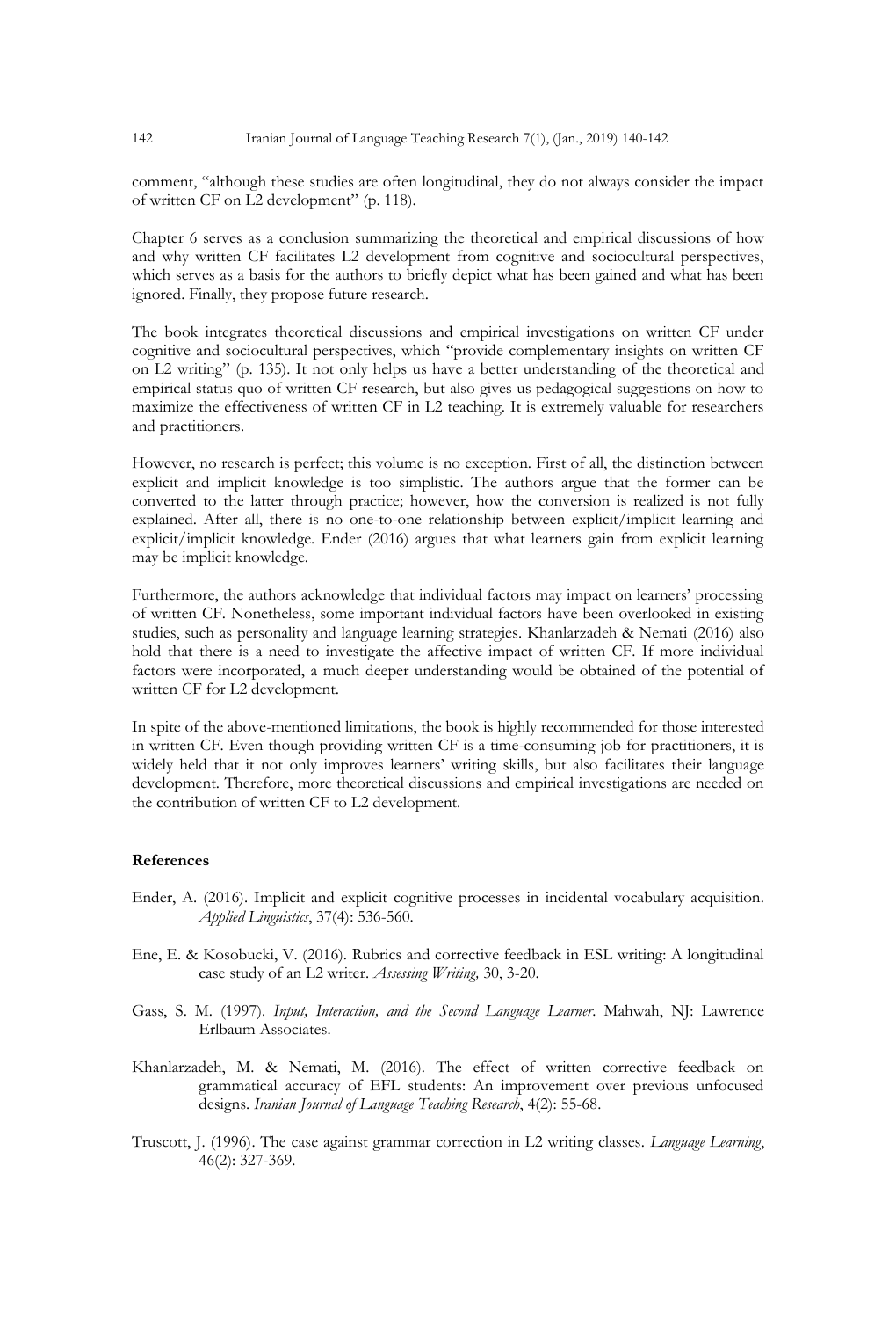comment, "although these studies are often longitudinal, they do not always consider the impact of written CF on L2 development" (p. 118).

Chapter 6 serves as a conclusion summarizing the theoretical and empirical discussions of how and why written CF facilitates L2 development from cognitive and sociocultural perspectives, which serves as a basis for the authors to briefly depict what has been gained and what has been ignored. Finally, they propose future research.

The book integrates theoretical discussions and empirical investigations on written CF under cognitive and sociocultural perspectives, which "provide complementary insights on written CF on L2 writing" (p. 135). It not only helps us have a better understanding of the theoretical and empirical status quo of written CF research, but also gives us pedagogical suggestions on how to maximize the effectiveness of written CF in L2 teaching. It is extremely valuable for researchers and practitioners.

However, no research is perfect; this volume is no exception. First of all, the distinction between explicit and implicit knowledge is too simplistic. The authors argue that the former can be converted to the latter through practice; however, how the conversion is realized is not fully explained. After all, there is no one-to-one relationship between explicit/implicit learning and explicit/implicit knowledge. Ender (2016) argues that what learners gain from explicit learning may be implicit knowledge.

Furthermore, the authors acknowledge that individual factors may impact on learners' processing of written CF. Nonetheless, some important individual factors have been overlooked in existing studies, such as personality and language learning strategies. Khanlarzadeh & Nemati (2016) also hold that there is a need to investigate the affective impact of written CF. If more individual factors were incorporated, a much deeper understanding would be obtained of the potential of written CF for L2 development.

In spite of the above-mentioned limitations, the book is highly recommended for those interested in written CF. Even though providing written CF is a time-consuming job for practitioners, it is widely held that it not only improves learners' writing skills, but also facilitates their language development. Therefore, more theoretical discussions and empirical investigations are needed on the contribution of written CF to L2 development.

## References

Ender, A. (2016). Implicit and explicit cognitive processes in incidental vocabulary acquisition. *Applied Linguistics*, 37(4): 536-560.

Ene, E. & Kosobucki, V. (2016). Rubrics and corrective feedback in ESL writing: A longitudinal case study of an L2 writer. *Assessing Writing*, 30, 3-20.

Gass, S. M. (1997). *Input, Interaction, and the Second Language Learner*. Mahwah, NJ: Lawrence Erlbaum Associates.

Khanlarzadeh, M. & Nemati, M. (2016). The effect of written corrective feedback on grammatical accuracy of EFL students: An improvement over previous unfocused designs. *Iranian Journal of Language Teaching Research*, 4(2): 55-68.

Truscott, J. (1996). The case against grammar correction in L2 writing classes. *Language Learning*, 46(2): 327-369.